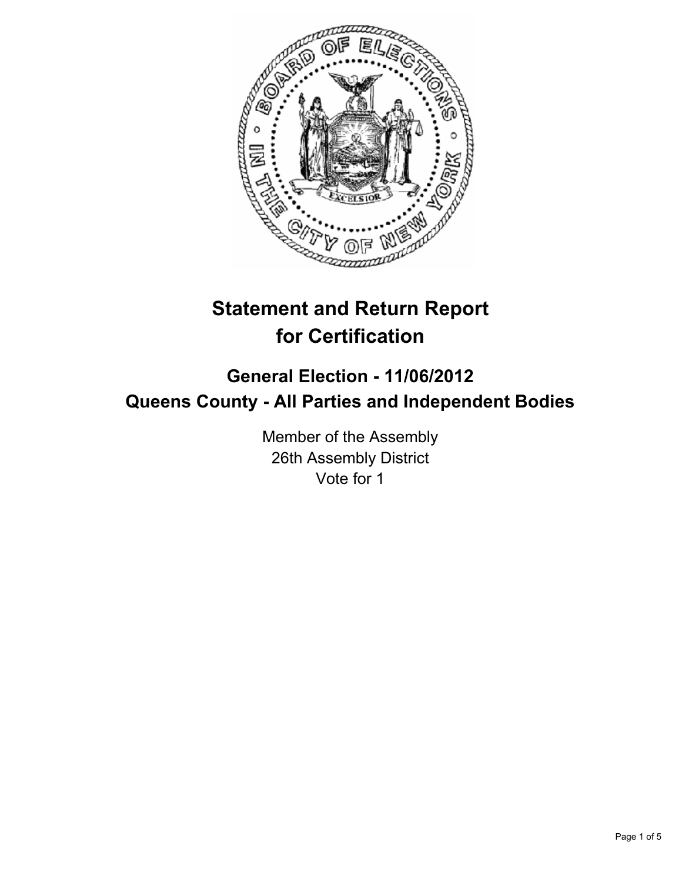# Statement and Return Report for Certification

## General Election - 11/06/2012
## Queens County - All Parties and Independent Bodies

Member of the Assembly
26th Assembly District
Vote for 1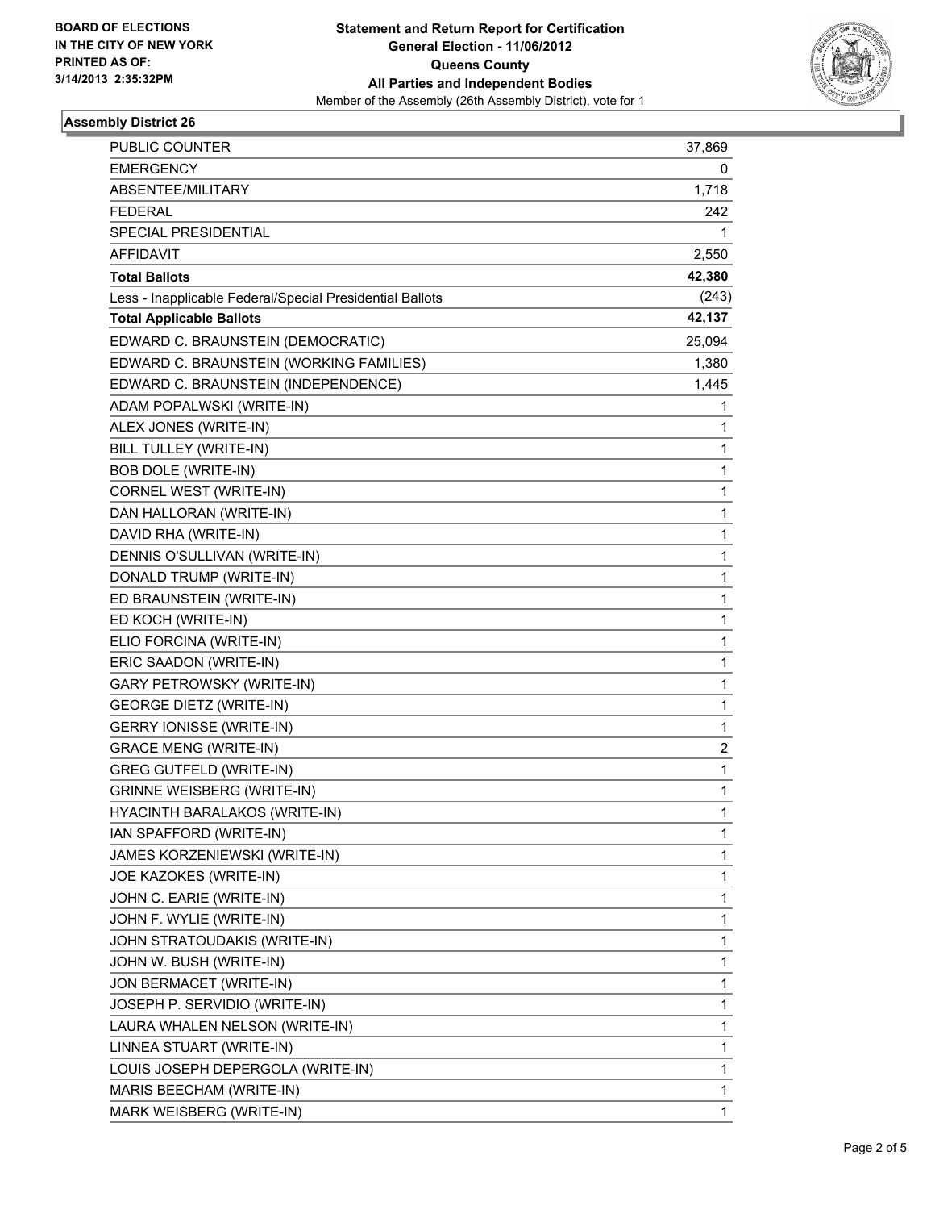BOARD OF ELECTIONS IN THE CITY OF NEW YORK PRINTED AS OF: 3/14/2013 2:35:32PM

**Statement and Return Report for Certification**
**General Election - 11/06/2012**
**Queens County**
**All Parties and Independent Bodies**
Member of the Assembly (26th Assembly District), vote for 1

## Assembly District 26

| | |
|---|---|
| PUBLIC COUNTER | 37,869 |
| EMERGENCY | 0 |
| ABSENTEE/MILITARY | 1,718 |
| FEDERAL | 242 |
| SPECIAL PRESIDENTIAL | 1 |
| AFFIDAVIT | 2,550 |
| **Total Ballots** | **42,380** |
| Less - Inapplicable Federal/Special Presidential Ballots | (243) |
| **Total Applicable Ballots** | **42,137** |
| EDWARD C. BRAUNSTEIN (DEMOCRATIC) | 25,094 |
| EDWARD C. BRAUNSTEIN (WORKING FAMILIES) | 1,380 |
| EDWARD C. BRAUNSTEIN (INDEPENDENCE) | 1,445 |
| ADAM POPALWSKI (WRITE-IN) | 1 |
| ALEX JONES (WRITE-IN) | 1 |
| BILL TULLEY (WRITE-IN) | 1 |
| BOB DOLE (WRITE-IN) | 1 |
| CORNEL WEST (WRITE-IN) | 1 |
| DAN HALLORAN (WRITE-IN) | 1 |
| DAVID RHA (WRITE-IN) | 1 |
| DENNIS O'SULLIVAN (WRITE-IN) | 1 |
| DONALD TRUMP (WRITE-IN) | 1 |
| ED BRAUNSTEIN (WRITE-IN) | 1 |
| ED KOCH (WRITE-IN) | 1 |
| ELIO FORCINA (WRITE-IN) | 1 |
| ERIC SAADON (WRITE-IN) | 1 |
| GARY PETROWSKY (WRITE-IN) | 1 |
| GEORGE DIETZ (WRITE-IN) | 1 |
| GERRY IONISSE (WRITE-IN) | 1 |
| GRACE MENG (WRITE-IN) | 2 |
| GREG GUTFELD (WRITE-IN) | 1 |
| GRINNE WEISBERG (WRITE-IN) | 1 |
| HYACINTH BARALAKOS (WRITE-IN) | 1 |
| IAN SPAFFORD (WRITE-IN) | 1 |
| JAMES KORZENIEWSKI (WRITE-IN) | 1 |
| JOE KAZOKES (WRITE-IN) | 1 |
| JOHN C. EARIE (WRITE-IN) | 1 |
| JOHN F. WYLIE (WRITE-IN) | 1 |
| JOHN STRATOUDAKIS (WRITE-IN) | 1 |
| JOHN W. BUSH (WRITE-IN) | 1 |
| JON BERMACET (WRITE-IN) | 1 |
| JOSEPH P. SERVIDIO (WRITE-IN) | 1 |
| LAURA WHALEN NELSON (WRITE-IN) | 1 |
| LINNEA STUART (WRITE-IN) | 1 |
| LOUIS JOSEPH DEPERGOLA (WRITE-IN) | 1 |
| MARIS BEECHAM (WRITE-IN) | 1 |
| MARK WEISBERG (WRITE-IN) | 1 |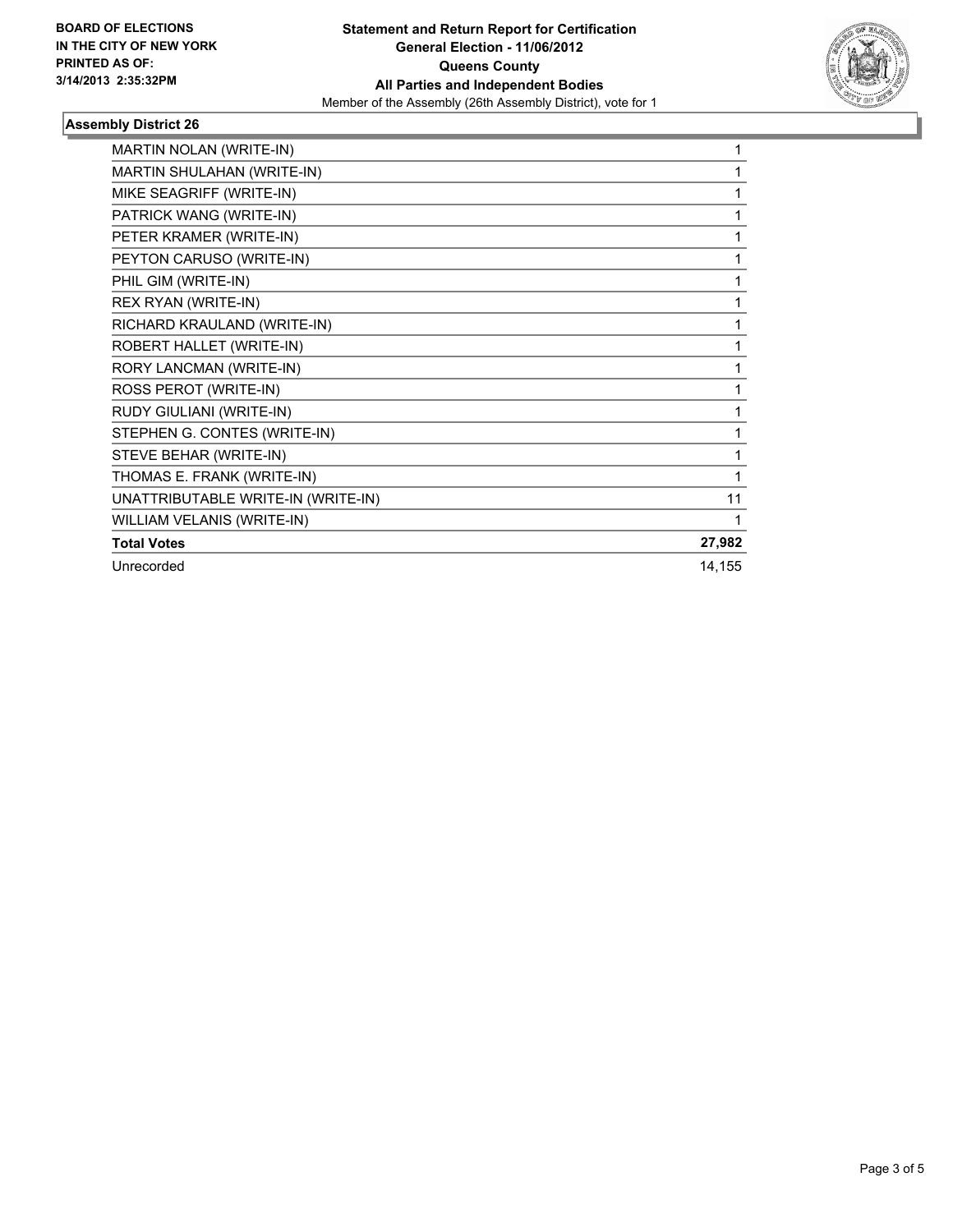BOARD OF ELECTIONS
IN THE CITY OF NEW YORK
PRINTED AS OF:
3/14/2013 2:35:32PM

**Statement and Return Report for Certification**
**General Election - 11/06/2012**
**Queens County**
**All Parties and Independent Bodies**
Member of the Assembly (26th Assembly District), vote for 1

## Assembly District 26

| | |
|---|---|
| MARTIN NOLAN (WRITE-IN) | 1 |
| MARTIN SHULAHAN (WRITE-IN) | 1 |
| MIKE SEAGRIFF (WRITE-IN) | 1 |
| PATRICK WANG (WRITE-IN) | 1 |
| PETER KRAMER (WRITE-IN) | 1 |
| PEYTON CARUSO (WRITE-IN) | 1 |
| PHIL GIM (WRITE-IN) | 1 |
| REX RYAN (WRITE-IN) | 1 |
| RICHARD KRAULAND (WRITE-IN) | 1 |
| ROBERT HALLET (WRITE-IN) | 1 |
| RORY LANCMAN (WRITE-IN) | 1 |
| ROSS PEROT (WRITE-IN) | 1 |
| RUDY GIULIANI (WRITE-IN) | 1 |
| STEPHEN G. CONTES (WRITE-IN) | 1 |
| STEVE BEHAR (WRITE-IN) | 1 |
| THOMAS E. FRANK (WRITE-IN) | 1 |
| UNATTRIBUTABLE WRITE-IN (WRITE-IN) | 11 |
| WILLIAM VELANIS (WRITE-IN) | 1 |
| **Total Votes** | **27,982** |
| Unrecorded | 14,155 |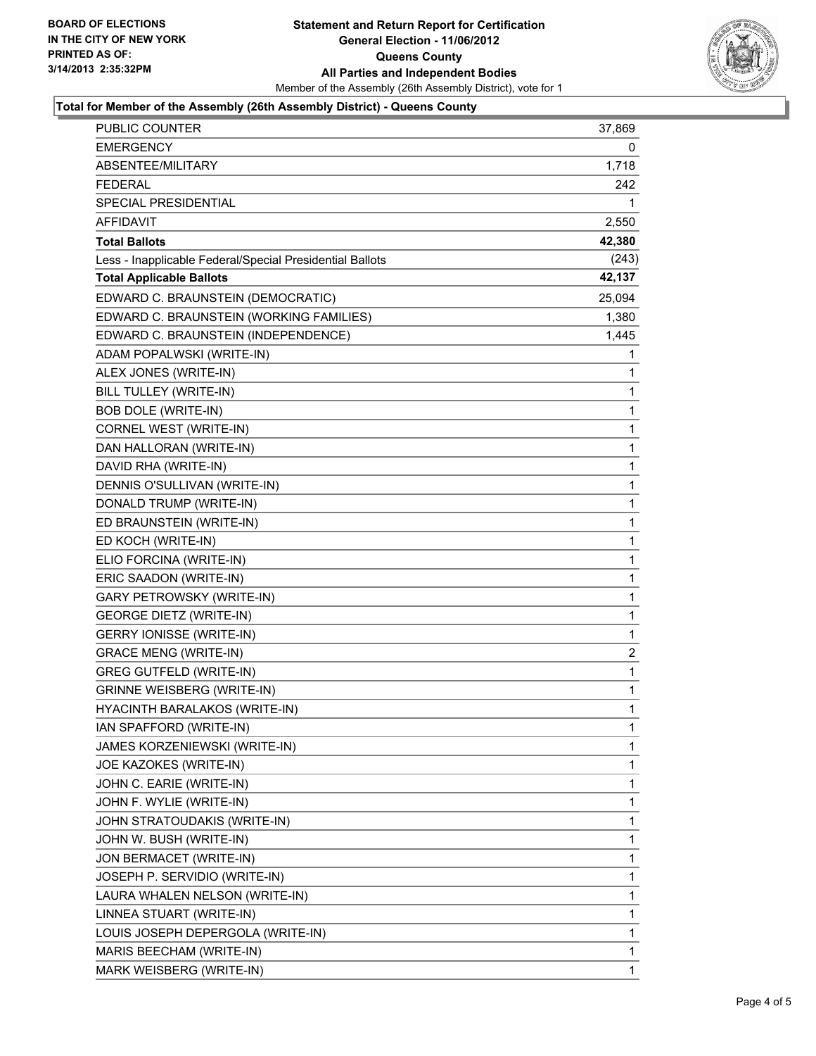**BOARD OF ELECTIONS IN THE CITY OF NEW YORK PRINTED AS OF: 3/14/2013 2:35:32PM**

# Statement and Return Report for Certification
## General Election - 11/06/2012
## Queens County
## All Parties and Independent Bodies

Member of the Assembly (26th Assembly District), vote for 1

### Total for Member of the Assembly (26th Assembly District) - Queens County

| | |
|---|---|
| PUBLIC COUNTER | 37,869 |
| EMERGENCY | 0 |
| ABSENTEE/MILITARY | 1,718 |
| FEDERAL | 242 |
| SPECIAL PRESIDENTIAL | 1 |
| AFFIDAVIT | 2,550 |
| **Total Ballots** | **42,380** |
| Less - Inapplicable Federal/Special Presidential Ballots | (243) |
| **Total Applicable Ballots** | **42,137** |
| EDWARD C. BRAUNSTEIN (DEMOCRATIC) | 25,094 |
| EDWARD C. BRAUNSTEIN (WORKING FAMILIES) | 1,380 |
| EDWARD C. BRAUNSTEIN (INDEPENDENCE) | 1,445 |
| ADAM POPALWSKI (WRITE-IN) | 1 |
| ALEX JONES (WRITE-IN) | 1 |
| BILL TULLEY (WRITE-IN) | 1 |
| BOB DOLE (WRITE-IN) | 1 |
| CORNEL WEST (WRITE-IN) | 1 |
| DAN HALLORAN (WRITE-IN) | 1 |
| DAVID RHA (WRITE-IN) | 1 |
| DENNIS O'SULLIVAN (WRITE-IN) | 1 |
| DONALD TRUMP (WRITE-IN) | 1 |
| ED BRAUNSTEIN (WRITE-IN) | 1 |
| ED KOCH (WRITE-IN) | 1 |
| ELIO FORCINA (WRITE-IN) | 1 |
| ERIC SAADON (WRITE-IN) | 1 |
| GARY PETROWSKY (WRITE-IN) | 1 |
| GEORGE DIETZ (WRITE-IN) | 1 |
| GERRY IONISSE (WRITE-IN) | 1 |
| GRACE MENG (WRITE-IN) | 2 |
| GREG GUTFELD (WRITE-IN) | 1 |
| GRINNE WEISBERG (WRITE-IN) | 1 |
| HYACINTH BARALAKOS (WRITE-IN) | 1 |
| IAN SPAFFORD (WRITE-IN) | 1 |
| JAMES KORZENIEWSKI (WRITE-IN) | 1 |
| JOE KAZOKES (WRITE-IN) | 1 |
| JOHN C. EARIE (WRITE-IN) | 1 |
| JOHN F. WYLIE (WRITE-IN) | 1 |
| JOHN STRATOUDAKIS (WRITE-IN) | 1 |
| JOHN W. BUSH (WRITE-IN) | 1 |
| JON BERMACET (WRITE-IN) | 1 |
| JOSEPH P. SERVIDIO (WRITE-IN) | 1 |
| LAURA WHALEN NELSON (WRITE-IN) | 1 |
| LINNEA STUART (WRITE-IN) | 1 |
| LOUIS JOSEPH DEPERGOLA (WRITE-IN) | 1 |
| MARIS BEECHAM (WRITE-IN) | 1 |
| MARK WEISBERG (WRITE-IN) | 1 |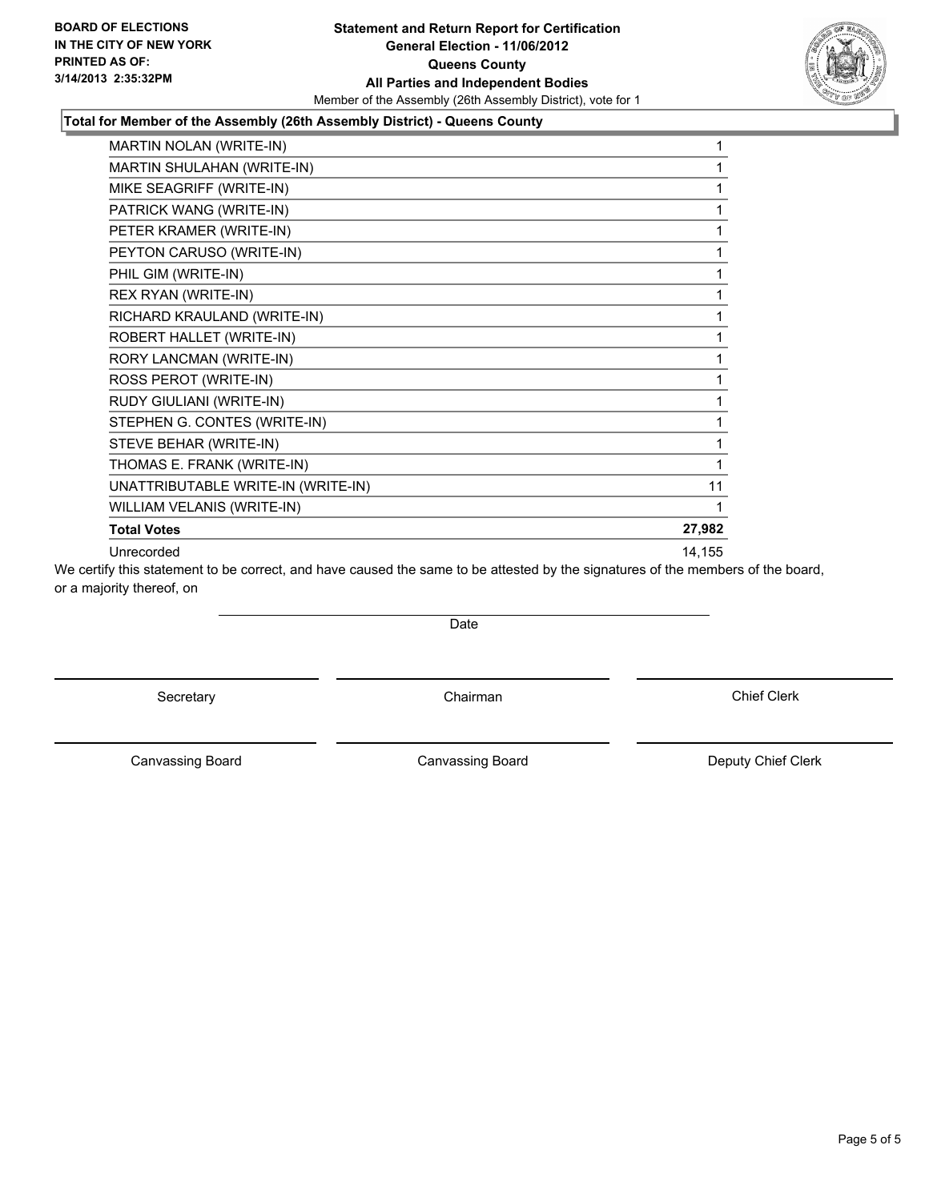**BOARD OF ELECTIONS IN THE CITY OF NEW YORK PRINTED AS OF: 3/14/2013 2:35:32PM**

**Statement and Return Report for Certification**
**General Election - 11/06/2012**
**Queens County**
**All Parties and Independent Bodies**
Member of the Assembly (26th Assembly District), vote for 1

**Total for Member of the Assembly (26th Assembly District) - Queens County**

| | |
|---|---|
| MARTIN NOLAN (WRITE-IN) | 1 |
| MARTIN SHULAHAN (WRITE-IN) | 1 |
| MIKE SEAGRIFF (WRITE-IN) | 1 |
| PATRICK WANG (WRITE-IN) | 1 |
| PETER KRAMER (WRITE-IN) | 1 |
| PEYTON CARUSO (WRITE-IN) | 1 |
| PHIL GIM (WRITE-IN) | 1 |
| REX RYAN (WRITE-IN) | 1 |
| RICHARD KRAULAND (WRITE-IN) | 1 |
| ROBERT HALLET (WRITE-IN) | 1 |
| RORY LANCMAN (WRITE-IN) | 1 |
| ROSS PEROT (WRITE-IN) | 1 |
| RUDY GIULIANI (WRITE-IN) | 1 |
| STEPHEN G. CONTES (WRITE-IN) | 1 |
| STEVE BEHAR (WRITE-IN) | 1 |
| THOMAS E. FRANK (WRITE-IN) | 1 |
| UNATTRIBUTABLE WRITE-IN (WRITE-IN) | 11 |
| WILLIAM VELANIS (WRITE-IN) | 1 |
| **Total Votes** | **27,982** |
| Unrecorded | 14,155 |

We certify this statement to be correct, and have caused the same to be attested by the signatures of the members of the board, or a majority thereof, on

Date

Secretary | Chairman | Chief Clerk

Canvassing Board | Canvassing Board | Deputy Chief Clerk